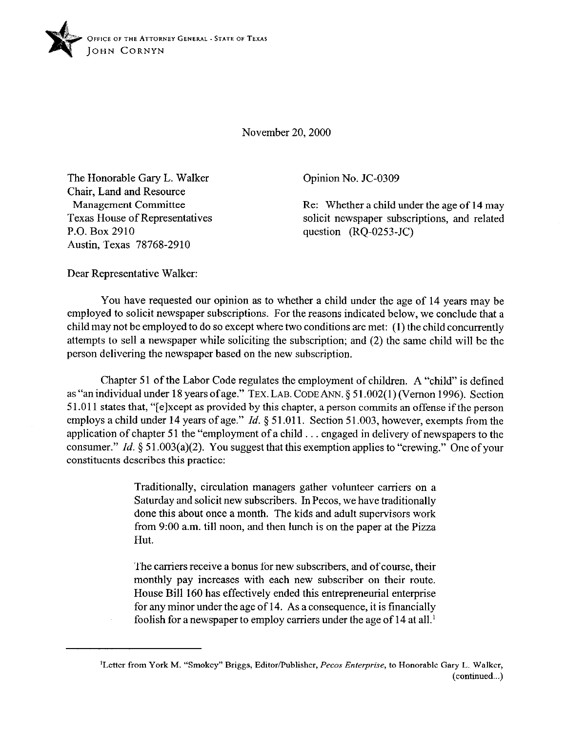OFFICE OF THE ATTORNEY GENERAL - STATE OF TEXAS
JOHN CORNYN

November 20, 2000

The Honorable Gary L. Walker
Chair, Land and Resource
Management Committee
Texas House of Representatives
P.O. Box 2910
Austin, Texas 78768-2910

Opinion No. JC-0309

Re: Whether a child under the age of 14 may solicit newspaper subscriptions, and related question (RQ-0253-JC)

Dear Representative Walker:

You have requested our opinion as to whether a child under the age of 14 years may be employed to solicit newspaper subscriptions. For the reasons indicated below, we conclude that a child may not be employed to do so except where two conditions are met: (1) the child concurrently attempts to sell a newspaper while soliciting the subscription; and (2) the same child will be the person delivering the newspaper based on the new subscription.

Chapter 51 of the Labor Code regulates the employment of children. A "child" is defined as "an individual under 18 years of age." TEX. LAB. CODE ANN. § 51.002(1) (Vernon 1996). Section 51.011 states that, "[e]xcept as provided by this chapter, a person commits an offense if the person employs a child under 14 years of age." *Id.* § 51.011. Section 51.003, however, exempts from the application of chapter 51 the "employment of a child . . . engaged in delivery of newspapers to the consumer." *Id.* § 51.003(a)(2). You suggest that this exemption applies to "crewing." One of your constituents describes this practice:

> Traditionally, circulation managers gather volunteer carriers on a Saturday and solicit new subscribers. In Pecos, we have traditionally done this about once a month. The kids and adult supervisors work from 9:00 a.m. till noon, and then lunch is on the paper at the Pizza Hut.
>
> The carriers receive a bonus for new subscribers, and of course, their monthly pay increases with each new subscriber on their route. House Bill 160 has effectively ended this entrepreneurial enterprise for any minor under the age of 14. As a consequence, it is financially foolish for a newspaper to employ carriers under the age of 14 at all.[1]

---

[1]Letter from York M. "Smokey" Briggs, Editor/Publisher, *Pecos Enterprise*, to Honorable Gary L. Walker, (continued...)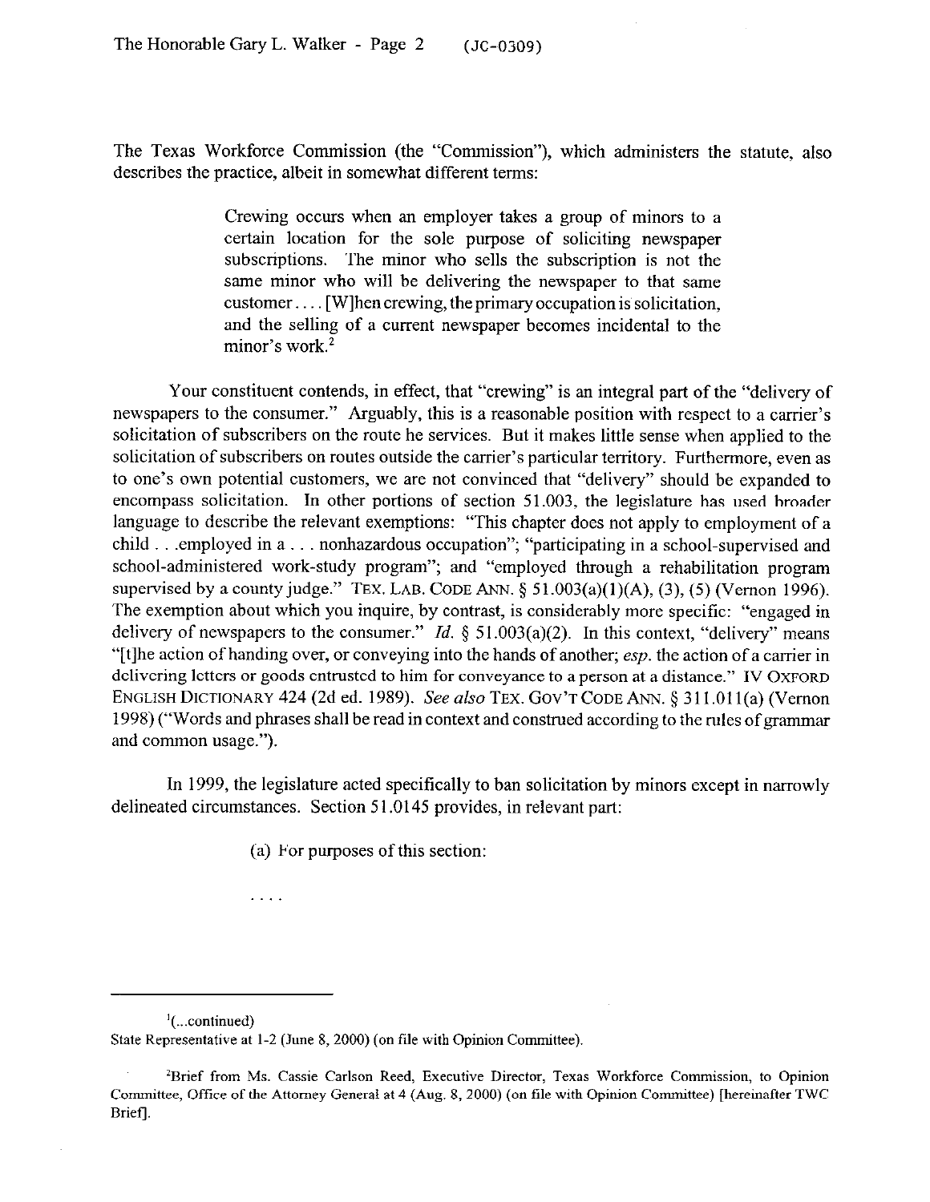The Texas Workforce Commission (the "Commission"), which administers the statute, also describes the practice, albeit in somewhat different terms:

> Crewing occurs when an employer takes a group of minors to a certain location for the sole purpose of soliciting newspaper subscriptions. The minor who sells the subscription is not the same minor who will be delivering the newspaper to that same customer. . . . [W]hen crewing, the primary occupation is solicitation, and the selling of a current newspaper becomes incidental to the minor's work.[2]

Your constituent contends, in effect, that "crewing" is an integral part of the "delivery of newspapers to the consumer." Arguably, this is a reasonable position with respect to a carrier's solicitation of subscribers on the route he services. But it makes little sense when applied to the solicitation of subscribers on routes outside the carrier's particular territory. Furthermore, even as to one's own potential customers, we are not convinced that "delivery" should be expanded to encompass solicitation. In other portions of section 51.003, the legislature has used broader language to describe the relevant exemptions: "This chapter does not apply to employment of a child . . . employed in a . . . nonhazardous occupation"; "participating in a school-supervised and school-administered work-study program"; and "employed through a rehabilitation program supervised by a county judge." TEX. LAB. CODE ANN. § 51.003(a)(1)(A), (3), (5) (Vernon 1996). The exemption about which you inquire, by contrast, is considerably more specific: "engaged in delivery of newspapers to the consumer." *Id.* § 51.003(a)(2). In this context, "delivery" means "[t]he action of handing over, or conveying into the hands of another; *esp.* the action of a carrier in delivering letters or goods entrusted to him for conveyance to a person at a distance." IV OXFORD ENGLISH DICTIONARY 424 (2d ed. 1989). *See also* TEX. GOV'T CODE ANN. § 311.011(a) (Vernon 1998) ("Words and phrases shall be read in context and construed according to the rules of grammar and common usage.").

In 1999, the legislature acted specifically to ban solicitation by minors except in narrowly delineated circumstances. Section 51.0145 provides, in relevant part:

> (a) For purposes of this section:
>
> . . . .

---

[1](...continued)
State Representative at 1-2 (June 8, 2000) (on file with Opinion Committee).

[2]Brief from Ms. Cassie Carlson Reed, Executive Director, Texas Workforce Commission, to Opinion Committee, Office of the Attorney General at 4 (Aug. 8, 2000) (on file with Opinion Committee) [hereinafter TWC Brief].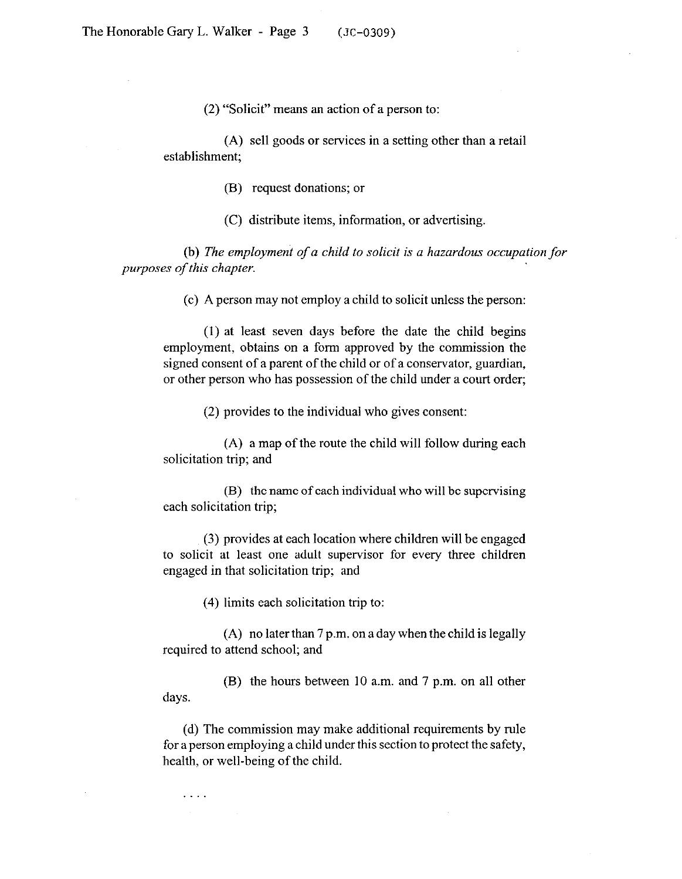(2) "Solicit" means an action of a person to:

(A) sell goods or services in a setting other than a retail establishment;

(B) request donations; or

(C) distribute items, information, or advertising.

(b) *The employment of a child to solicit is a hazardous occupation for purposes of this chapter.*

(c) A person may not employ a child to solicit unless the person:

(1) at least seven days before the date the child begins employment, obtains on a form approved by the commission the signed consent of a parent of the child or of a conservator, guardian, or other person who has possession of the child under a court order;

(2) provides to the individual who gives consent:

(A) a map of the route the child will follow during each solicitation trip; and

(B) the name of each individual who will be supervising each solicitation trip;

(3) provides at each location where children will be engaged to solicit at least one adult supervisor for every three children engaged in that solicitation trip; and

(4) limits each solicitation trip to:

(A) no later than 7 p.m. on a day when the child is legally required to attend school; and

(B) the hours between 10 a.m. and 7 p.m. on all other days.

(d) The commission may make additional requirements by rule for a person employing a child under this section to protect the safety, health, or well-being of the child.

. . . .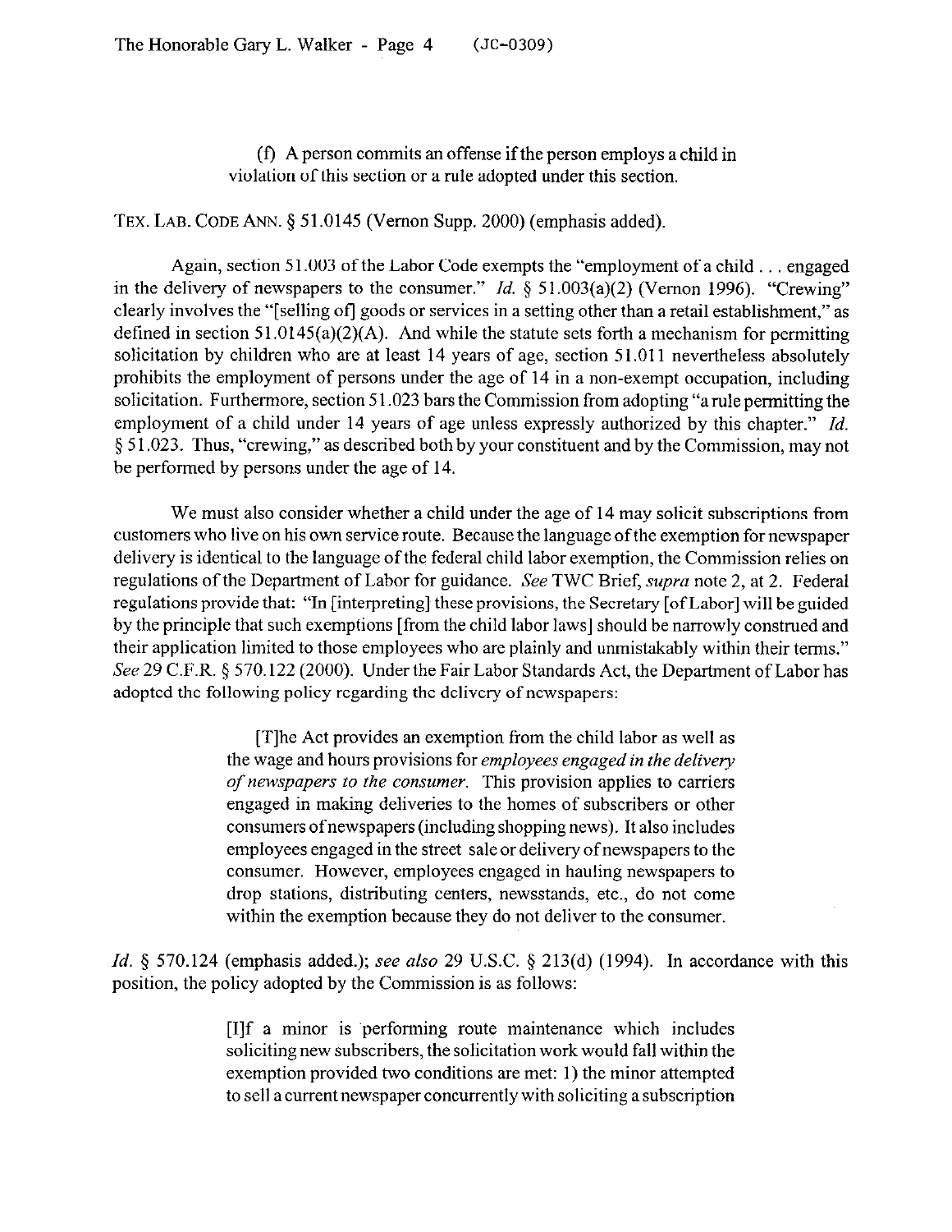(f) A person commits an offense if the person employs a child in violation of this section or a rule adopted under this section.

TEX. LAB. CODE ANN. § 51.0145 (Vernon Supp. 2000) (emphasis added).

Again, section 51.003 of the Labor Code exempts the "employment of a child . . . engaged in the delivery of newspapers to the consumer." *Id.* § 51.003(a)(2) (Vernon 1996). "Crewing" clearly involves the "[selling of] goods or services in a setting other than a retail establishment," as defined in section 51.0145(a)(2)(A). And while the statute sets forth a mechanism for permitting solicitation by children who are at least 14 years of age, section 51.011 nevertheless absolutely prohibits the employment of persons under the age of 14 in a non-exempt occupation, including solicitation. Furthermore, section 51.023 bars the Commission from adopting "a rule permitting the employment of a child under 14 years of age unless expressly authorized by this chapter." *Id.* § 51.023. Thus, "crewing," as described both by your constituent and by the Commission, may not be performed by persons under the age of 14.

We must also consider whether a child under the age of 14 may solicit subscriptions from customers who live on his own service route. Because the language of the exemption for newspaper delivery is identical to the language of the federal child labor exemption, the Commission relies on regulations of the Department of Labor for guidance. *See* TWC Brief, *supra* note 2, at 2. Federal regulations provide that: "In [interpreting] these provisions, the Secretary [of Labor] will be guided by the principle that such exemptions [from the child labor laws] should be narrowly construed and their application limited to those employees who are plainly and unmistakably within their terms." *See* 29 C.F.R. § 570.122 (2000). Under the Fair Labor Standards Act, the Department of Labor has adopted the following policy regarding the delivery of newspapers:

> [T]he Act provides an exemption from the child labor as well as the wage and hours provisions for *employees engaged in the delivery of newspapers to the consumer.* This provision applies to carriers engaged in making deliveries to the homes of subscribers or other consumers of newspapers (including shopping news). It also includes employees engaged in the street sale or delivery of newspapers to the consumer. However, employees engaged in hauling newspapers to drop stations, distributing centers, newsstands, etc., do not come within the exemption because they do not deliver to the consumer.

*Id.* § 570.124 (emphasis added.); *see also* 29 U.S.C. § 213(d) (1994). In accordance with this position, the policy adopted by the Commission is as follows:

> [I]f a minor is performing route maintenance which includes soliciting new subscribers, the solicitation work would fall within the exemption provided two conditions are met: 1) the minor attempted to sell a current newspaper concurrently with soliciting a subscription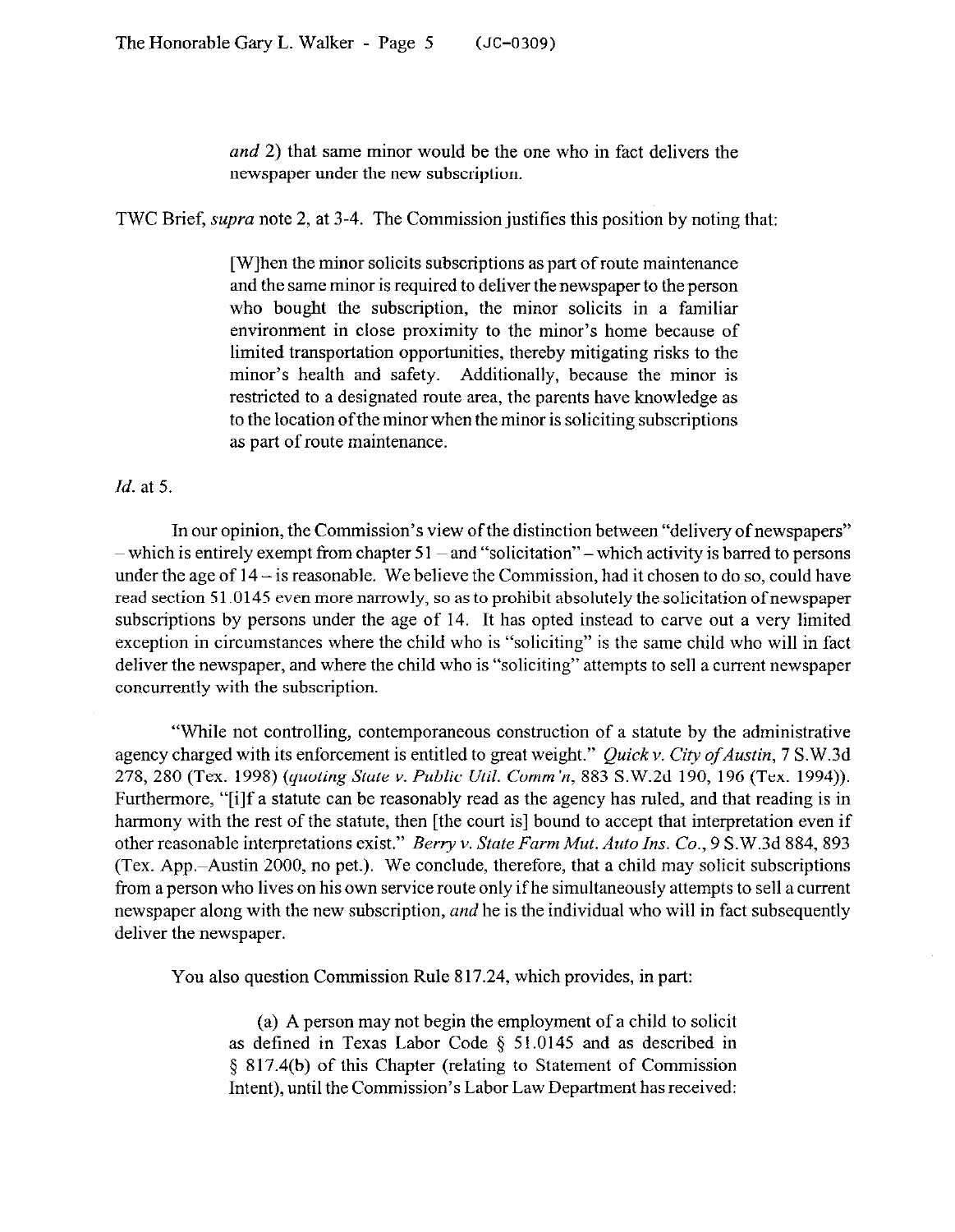*and* 2) that same minor would be the one who in fact delivers the newspaper under the new subscription.

TWC Brief, *supra* note 2, at 3-4. The Commission justifies this position by noting that:

> [W]hen the minor solicits subscriptions as part of route maintenance and the same minor is required to deliver the newspaper to the person who bought the subscription, the minor solicits in a familiar environment in close proximity to the minor's home because of limited transportation opportunities, thereby mitigating risks to the minor's health and safety. Additionally, because the minor is restricted to a designated route area, the parents have knowledge as to the location of the minor when the minor is soliciting subscriptions as part of route maintenance.

*Id.* at 5.

In our opinion, the Commission's view of the distinction between "delivery of newspapers" – which is entirely exempt from chapter 51 – and "solicitation" – which activity is barred to persons under the age of 14 – is reasonable. We believe the Commission, had it chosen to do so, could have read section 51.0145 even more narrowly, so as to prohibit absolutely the solicitation of newspaper subscriptions by persons under the age of 14. It has opted instead to carve out a very limited exception in circumstances where the child who is "soliciting" is the same child who will in fact deliver the newspaper, and where the child who is "soliciting" attempts to sell a current newspaper concurrently with the subscription.

"While not controlling, contemporaneous construction of a statute by the administrative agency charged with its enforcement is entitled to great weight." *Quick v. City of Austin*, 7 S.W.3d 278, 280 (Tex. 1998) (*quoting State v. Public Util. Comm'n*, 883 S.W.2d 190, 196 (Tex. 1994)). Furthermore, "[i]f a statute can be reasonably read as the agency has ruled, and that reading is in harmony with the rest of the statute, then [the court is] bound to accept that interpretation even if other reasonable interpretations exist." *Berry v. State Farm Mut. Auto Ins. Co.*, 9 S.W.3d 884, 893 (Tex. App.–Austin 2000, no pet.). We conclude, therefore, that a child may solicit subscriptions from a person who lives on his own service route only if he simultaneously attempts to sell a current newspaper along with the new subscription, *and* he is the individual who will in fact subsequently deliver the newspaper.

You also question Commission Rule 817.24, which provides, in part:

> (a) A person may not begin the employment of a child to solicit as defined in Texas Labor Code § 51.0145 and as described in § 817.4(b) of this Chapter (relating to Statement of Commission Intent), until the Commission's Labor Law Department has received: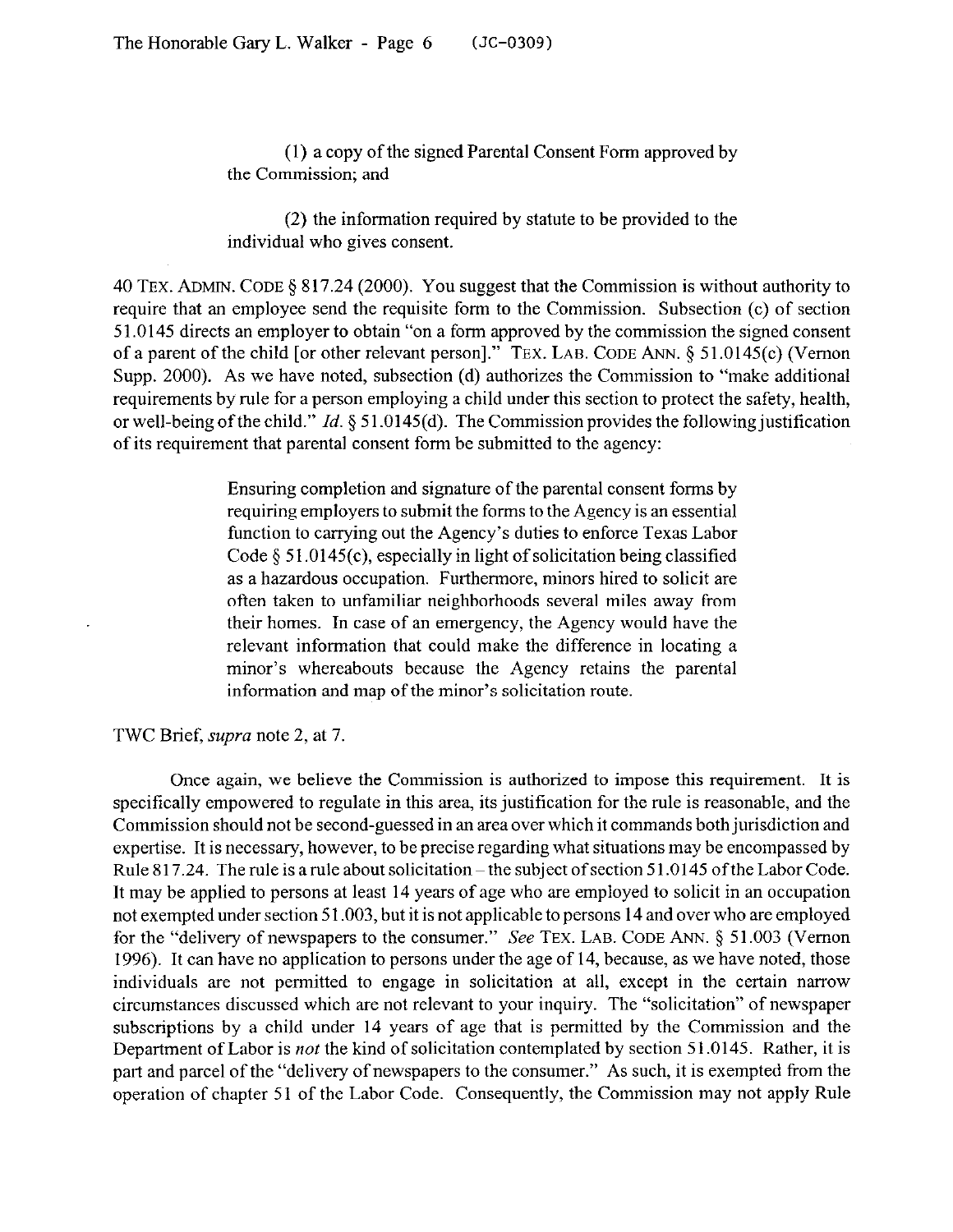(1) a copy of the signed Parental Consent Form approved by the Commission; and

(2) the information required by statute to be provided to the individual who gives consent.

40 TEX. ADMIN. CODE § 817.24 (2000). You suggest that the Commission is without authority to require that an employee send the requisite form to the Commission. Subsection (c) of section 51.0145 directs an employer to obtain "on a form approved by the commission the signed consent of a parent of the child [or other relevant person]." TEX. LAB. CODE ANN. § 51.0145(c) (Vernon Supp. 2000). As we have noted, subsection (d) authorizes the Commission to "make additional requirements by rule for a person employing a child under this section to protect the safety, health, or well-being of the child." *Id.* § 51.0145(d). The Commission provides the following justification of its requirement that parental consent form be submitted to the agency:

> Ensuring completion and signature of the parental consent forms by requiring employers to submit the forms to the Agency is an essential function to carrying out the Agency's duties to enforce Texas Labor Code § 51.0145(c), especially in light of solicitation being classified as a hazardous occupation. Furthermore, minors hired to solicit are often taken to unfamiliar neighborhoods several miles away from their homes. In case of an emergency, the Agency would have the relevant information that could make the difference in locating a minor's whereabouts because the Agency retains the parental information and map of the minor's solicitation route.

TWC Brief, *supra* note 2, at 7.

Once again, we believe the Commission is authorized to impose this requirement. It is specifically empowered to regulate in this area, its justification for the rule is reasonable, and the Commission should not be second-guessed in an area over which it commands both jurisdiction and expertise. It is necessary, however, to be precise regarding what situations may be encompassed by Rule 817.24. The rule is a rule about solicitation – the subject of section 51.0145 of the Labor Code. It may be applied to persons at least 14 years of age who are employed to solicit in an occupation not exempted under section 51.003, but it is not applicable to persons 14 and over who are employed for the "delivery of newspapers to the consumer." *See* TEX. LAB. CODE ANN. § 51.003 (Vernon 1996). It can have no application to persons under the age of 14, because, as we have noted, those individuals are not permitted to engage in solicitation at all, except in the certain narrow circumstances discussed which are not relevant to your inquiry. The "solicitation" of newspaper subscriptions by a child under 14 years of age that is permitted by the Commission and the Department of Labor is *not* the kind of solicitation contemplated by section 51.0145. Rather, it is part and parcel of the "delivery of newspapers to the consumer." As such, it is exempted from the operation of chapter 51 of the Labor Code. Consequently, the Commission may not apply Rule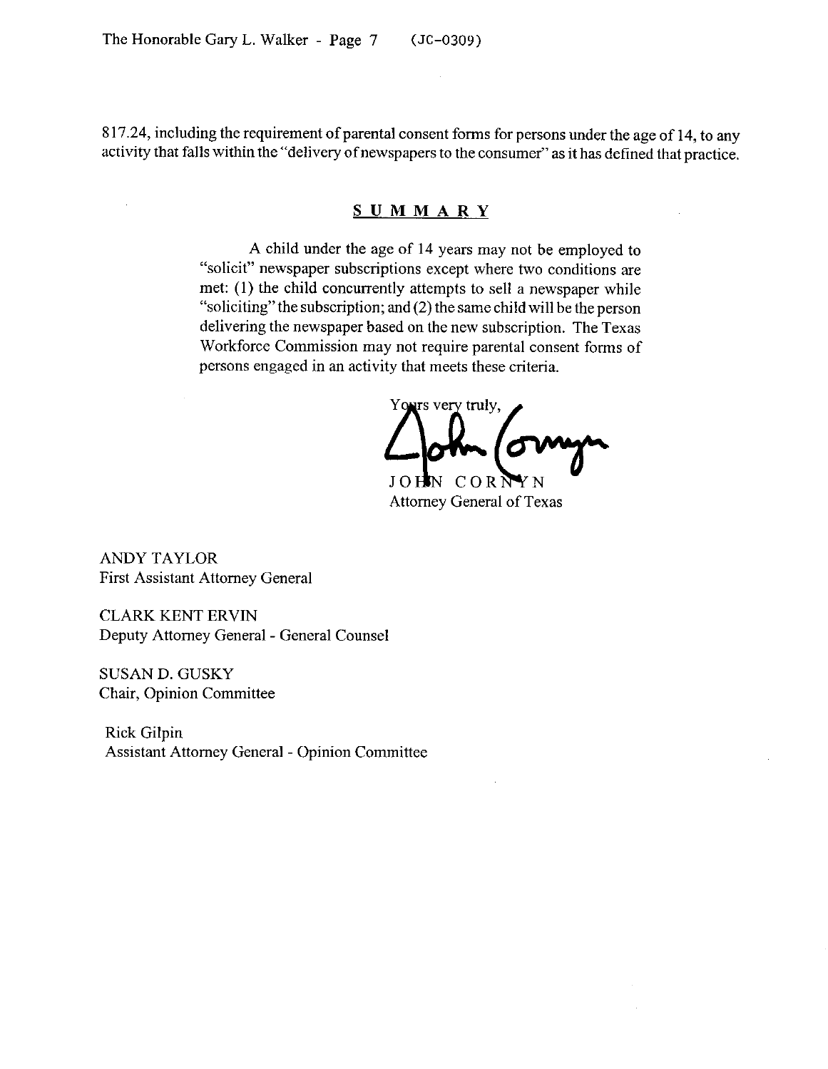817.24, including the requirement of parental consent forms for persons under the age of 14, to any activity that falls within the "delivery of newspapers to the consumer" as it has defined that practice.

## S U M M A R Y

A child under the age of 14 years may not be employed to "solicit" newspaper subscriptions except where two conditions are met: (1) the child concurrently attempts to sell a newspaper while "soliciting" the subscription; and (2) the same child will be the person delivering the newspaper based on the new subscription. The Texas Workforce Commission may not require parental consent forms of persons engaged in an activity that meets these criteria.

Yours very truly,

JOHN CORNYN
Attorney General of Texas

ANDY TAYLOR
First Assistant Attorney General

CLARK KENT ERVIN
Deputy Attorney General - General Counsel

SUSAN D. GUSKY
Chair, Opinion Committee

Rick Gilpin
Assistant Attorney General - Opinion Committee